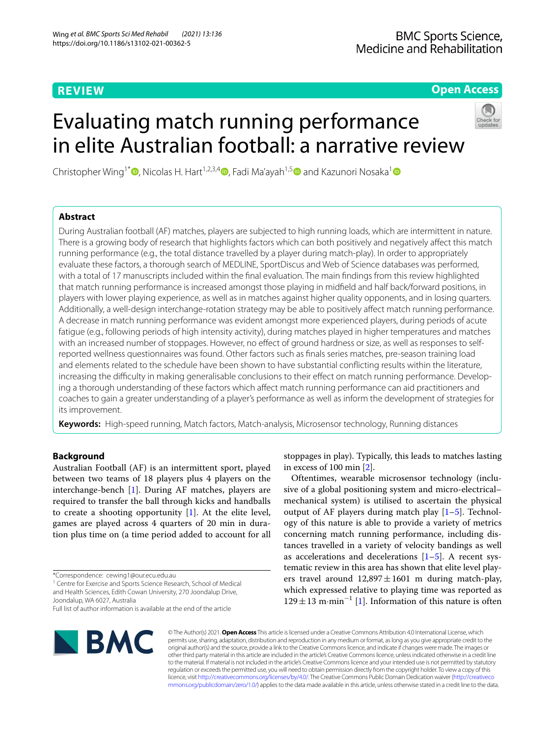REVIEW

Open Access

# Evaluating match running performance in elite Australian football: a narrative review

Christopher Wing[1*], Nicolas H. Hart[1,2,3,4], Fadi Ma'ayah[1,5] and Kazunori Nosaka[1]

## Abstract

During Australian football (AF) matches, players are subjected to high running loads, which are intermittent in nature. There is a growing body of research that highlights factors which can both positively and negatively affect this match running performance (e.g., the total distance travelled by a player during match-play). In order to appropriately evaluate these factors, a thorough search of MEDLINE, SportDiscus and Web of Science databases was performed, with a total of 17 manuscripts included within the final evaluation. The main findings from this review highlighted that match running performance is increased amongst those playing in midfield and half back/forward positions, in players with lower playing experience, as well as in matches against higher quality opponents, and in losing quarters. Additionally, a well-design interchange-rotation strategy may be able to positively affect match running performance. A decrease in match running performance was evident amongst more experienced players, during periods of acute fatigue (e.g., following periods of high intensity activity), during matches played in higher temperatures and matches with an increased number of stoppages. However, no effect of ground hardness or size, as well as responses to self-reported wellness questionnaires was found. Other factors such as finals series matches, pre-season training load and elements related to the schedule have been shown to have substantial conflicting results within the literature, increasing the difficulty in making generalisable conclusions to their effect on match running performance. Developing a thorough understanding of these factors which affect match running performance can aid practitioners and coaches to gain a greater understanding of a player's performance as well as inform the development of strategies for its improvement.

**Keywords:** High-speed running, Match factors, Match-analysis, Microsensor technology, Running distances

## Background

Australian Football (AF) is an intermittent sport, played between two teams of 18 players plus 4 players on the interchange-bench [1]. During AF matches, players are required to transfer the ball through kicks and handballs to create a shooting opportunity [1]. At the elite level, games are played across 4 quarters of 20 min in duration plus time on (a time period added to account for all stoppages in play). Typically, this leads to matches lasting in excess of 100 min [2].

Oftentimes, wearable microsensor technology (inclusive of a global positioning system and micro-electrical–mechanical system) is utilised to ascertain the physical output of AF players during match play [1–5]. Technology of this nature is able to provide a variety of metrics concerning match running performance, including distances travelled in a variety of velocity bandings as well as accelerations and decelerations [1–5]. A recent systematic review in this area has shown that elite level players travel around 12,897 ± 1601 m during match-play, which expressed relative to playing time was reported as $129 \pm 13$ m·min$^{-1}$ [1]. Information of this nature is often

*Correspondence: cewing1@our.ecu.edu.au
[1] Centre for Exercise and Sports Science Research, School of Medical and Health Sciences, Edith Cowan University, 270 Joondalup Drive, Joondalup, WA 6027, Australia
Full list of author information is available at the end of the article

© The Author(s) 2021. **Open Access** This article is licensed under a Creative Commons Attribution 4.0 International License, which permits use, sharing, adaptation, distribution and reproduction in any medium or format, as long as you give appropriate credit to the original author(s) and the source, provide a link to the Creative Commons licence, and indicate if changes were made. The images or other third party material in this article are included in the article's Creative Commons licence, unless indicated otherwise in a credit line to the material. If material is not included in the article's Creative Commons licence and your intended use is not permitted by statutory regulation or exceeds the permitted use, you will need to obtain permission directly from the copyright holder. To view a copy of this licence, visit http://creativecommons.org/licenses/by/4.0/. The Creative Commons Public Domain Dedication waiver (http://creativecommons.org/publicdomain/zero/1.0/) applies to the data made available in this article, unless otherwise stated in a credit line to the data.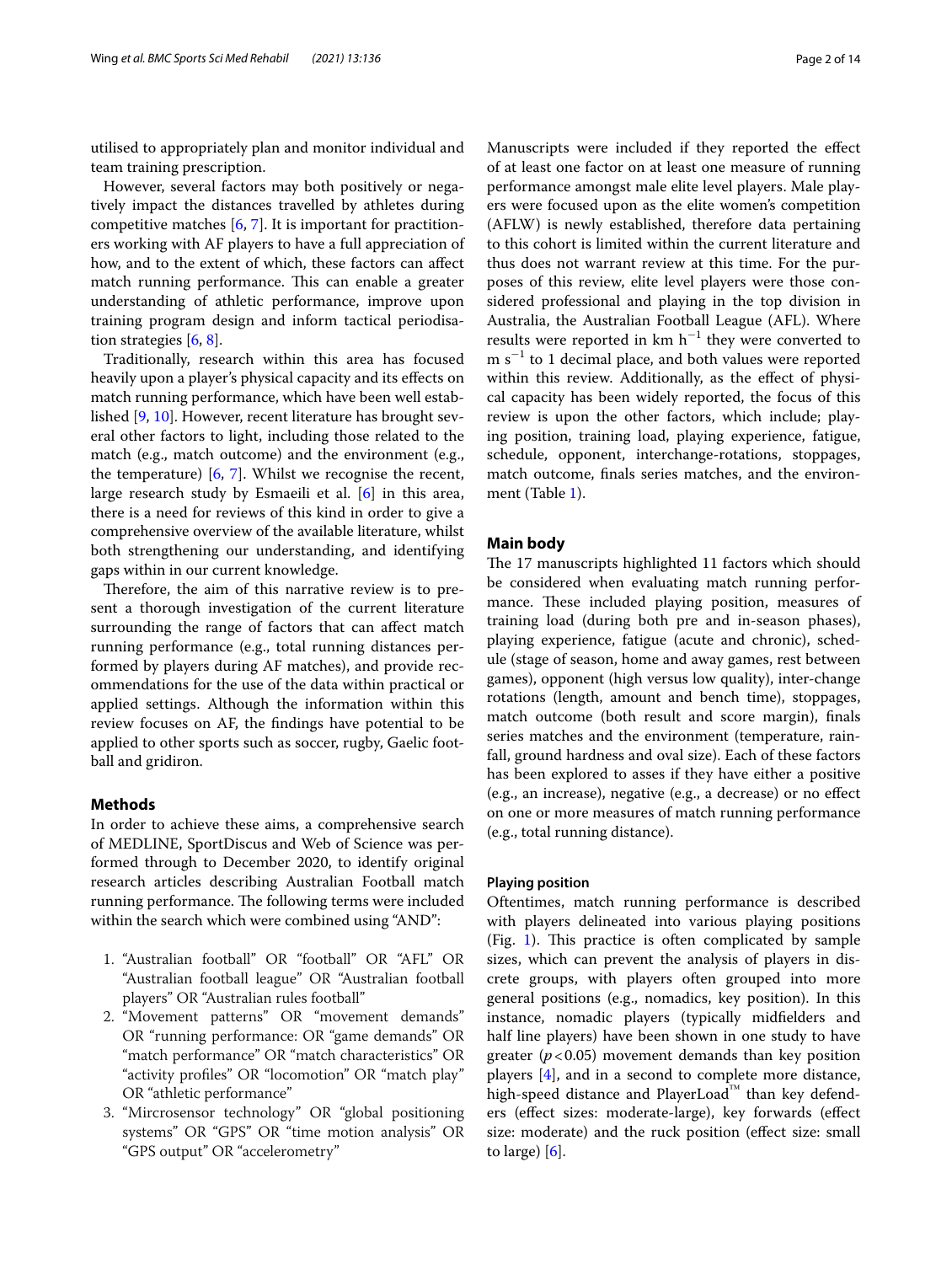utilised to appropriately plan and monitor individual and team training prescription.

However, several factors may both positively or negatively impact the distances travelled by athletes during competitive matches [6, 7]. It is important for practitioners working with AF players to have a full appreciation of how, and to the extent of which, these factors can affect match running performance. This can enable a greater understanding of athletic performance, improve upon training program design and inform tactical periodisation strategies [6, 8].

Traditionally, research within this area has focused heavily upon a player's physical capacity and its effects on match running performance, which have been well established [9, 10]. However, recent literature has brought several other factors to light, including those related to the match (e.g., match outcome) and the environment (e.g., the temperature) [6, 7]. Whilst we recognise the recent, large research study by Esmaeili et al. [6] in this area, there is a need for reviews of this kind in order to give a comprehensive overview of the available literature, whilst both strengthening our understanding, and identifying gaps within in our current knowledge.

Therefore, the aim of this narrative review is to present a thorough investigation of the current literature surrounding the range of factors that can affect match running performance (e.g., total running distances performed by players during AF matches), and provide recommendations for the use of the data within practical or applied settings. Although the information within this review focuses on AF, the findings have potential to be applied to other sports such as soccer, rugby, Gaelic football and gridiron.

## Methods

In order to achieve these aims, a comprehensive search of MEDLINE, SportDiscus and Web of Science was performed through to December 2020, to identify original research articles describing Australian Football match running performance. The following terms were included within the search which were combined using "AND":

1. "Australian football" OR "football" OR "AFL" OR "Australian football league" OR "Australian football players" OR "Australian rules football"
2. "Movement patterns" OR "movement demands" OR "running performance: OR "game demands" OR "match performance" OR "match characteristics" OR "activity profiles" OR "locomotion" OR "match play" OR "athletic performance"
3. "Mircrosensor technology" OR "global positioning systems" OR "GPS" OR "time motion analysis" OR "GPS output" OR "accelerometry"

Manuscripts were included if they reported the effect of at least one factor on at least one measure of running performance amongst male elite level players. Male players were focused upon as the elite women's competition (AFLW) is newly established, therefore data pertaining to this cohort is limited within the current literature and thus does not warrant review at this time. For the purposes of this review, elite level players were those considered professional and playing in the top division in Australia, the Australian Football League (AFL). Where results were reported in km $h^{-1}$ they were converted to m $s^{-1}$ to 1 decimal place, and both values were reported within this review. Additionally, as the effect of physical capacity has been widely reported, the focus of this review is upon the other factors, which include; playing position, training load, playing experience, fatigue, schedule, opponent, interchange-rotations, stoppages, match outcome, finals series matches, and the environment (Table 1).

## Main body

The 17 manuscripts highlighted 11 factors which should be considered when evaluating match running performance. These included playing position, measures of training load (during both pre and in-season phases), playing experience, fatigue (acute and chronic), schedule (stage of season, home and away games, rest between games), opponent (high versus low quality), inter-change rotations (length, amount and bench time), stoppages, match outcome (both result and score margin), finals series matches and the environment (temperature, rainfall, ground hardness and oval size). Each of these factors has been explored to asses if they have either a positive (e.g., an increase), negative (e.g., a decrease) or no effect on one or more measures of match running performance (e.g., total running distance).

### Playing position

Oftentimes, match running performance is described with players delineated into various playing positions (Fig. 1). This practice is often complicated by sample sizes, which can prevent the analysis of players in discrete groups, with players often grouped into more general positions (e.g., nomadics, key position). In this instance, nomadic players (typically midfielders and half line players) have been shown in one study to have greater ($p < 0.05$) movement demands than key position players [4], and in a second to complete more distance, high-speed distance and PlayerLoad™ than key defenders (effect sizes: moderate-large), key forwards (effect size: moderate) and the ruck position (effect size: small to large) [6].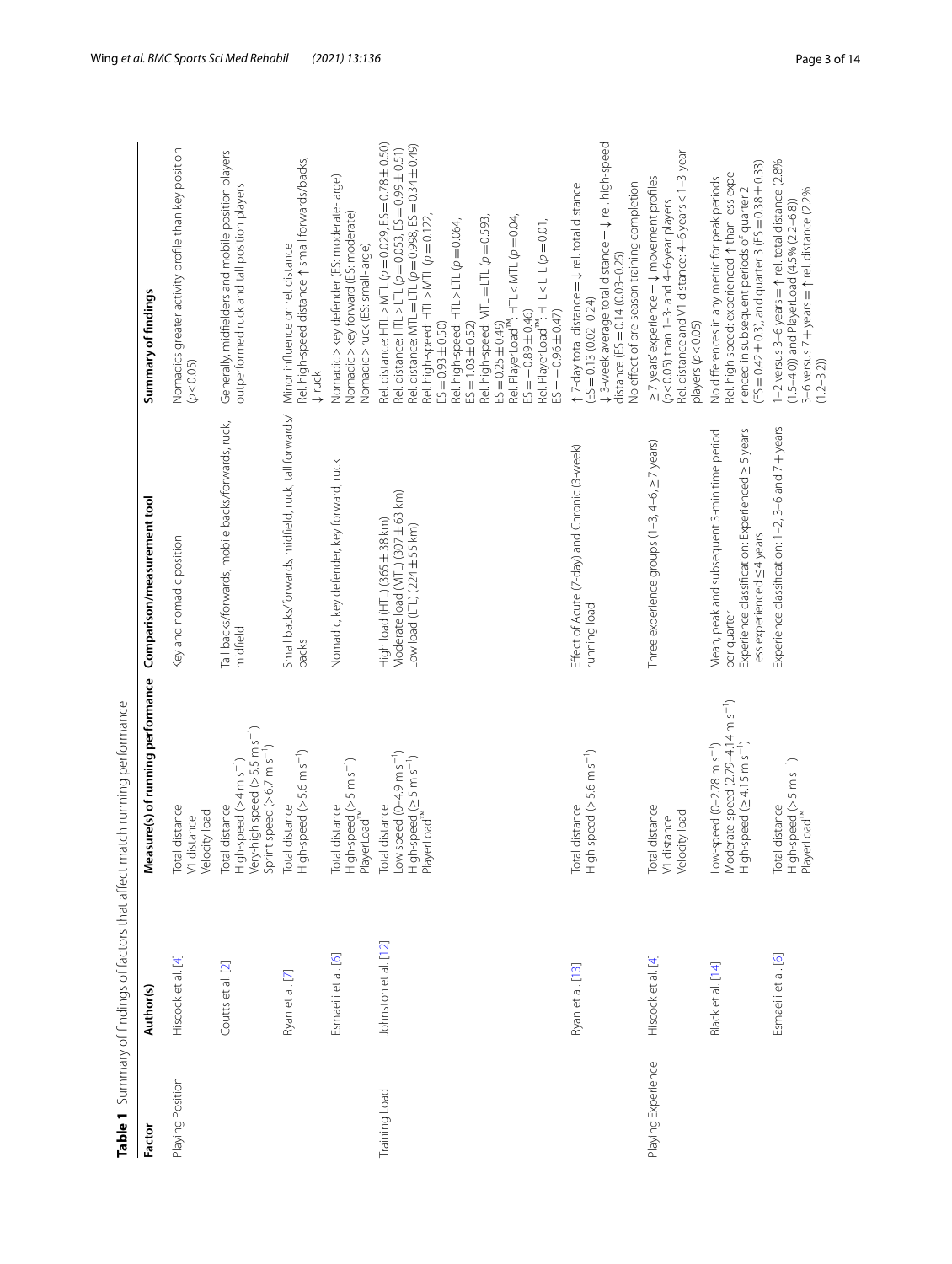**Table 1** Summary of findings of factors that affect match running performance

| Factor | Author(s) | Measure(s) of running performance | Comparison/measurement tool | Summary of findings |
|---|---|---|---|---|
| Playing Position | Hiscock et al. [4] | Total distance<br>V1 distance<br>Velocity load | Key and nomadic position | Nomadics greater activity profile than key position ($p < 0.05$) |
| | Coutts et al. [2] | Total distance<br>High-speed (> 4 m s$^{-1}$)<br>Very-high speed (> 5.5 m s$^{-1}$)<br>Sprint speed (> 6.7 m s$^{-1}$) | Tall backs/forwards, mobile backs/forwards, ruck, midfield | Generally, midfielders and mobile position players outperformed ruck and tall position players |
| | Ryan et al. [7] | Total distance<br>High-speed (> 5.6 m s$^{-1}$) | Small backs/forwards, midfield, ruck, tall forwards/backs | Minor influence on rel. distance<br>Rel. high-speed distance ↑ small forwards/backs, ↓ ruck |
| | Esmaeili et al. [6] | Total distance<br>High-speed (> 5 m s$^{-1}$)<br>PlayerLoad™ | Nomadic, key defender, key forward, ruck | Nomadic > key defender (ES: moderate-large)<br>Nomadic > key forward (ES: moderate)<br>Nomadic > ruck (ES: small-large) |
| Training Load | Johnston et al. [12] | Total distance<br>Low speed (0–4.9 m s$^{-1}$)<br>High-speed (≥ 5 m s$^{-1}$)<br>PlayerLoad™ | High load (HTL) (365 ± 38 km)<br>Moderate load (MTL) (307 ± 63 km)<br>Low load (LTL) (224 ± 55 km) | Rel. distance: HTL > MTL ($p = 0.029$, ES = 0.78 ± 0.50)<br>Rel. distance: HTL > LTL ($p = 0.053$, ES = 0.99 ± 0.51)<br>Rel. distance: MTL = LTL ($p = 0.998$, ES = 0.34 ± 0.49)<br>Rel. high-speed: HTL > MTL ($p = 0.122$, ES = 0.93 ± 0.50)<br>Rel. high-speed: HTL > LTL ($p = 0.064$, ES = 1.03 ± 0.52)<br>Rel. high-speed: MTL = LTL ($p = 0.593$, ES = 0.25 ± 0.49)<br>Rel. PlayerLoad™: HTL < MTL ($p = 0.04$, ES = −0.89 ± 0.46)<br>Rel. PlayerLoad™: HTL < LTL ($p = 0.01$, ES = −0.96 ± 0.47) |
| | Ryan et al. [13] | Total distance<br>High-speed (> 5.6 m s$^{-1}$) | Effect of Acute (7-day) and Chronic (3-week) running load | ↑ 7-day total distance = ↓ rel. total distance (ES = 0.13 (0.02–0.24)<br>↓ 3-week average total distance = ↓ rel. high-speed distance (ES = 0.14 (0.03–0.25)<br>No effect of pre-season training completion |
| Playing Experience | Hiscock et al. [4] | Total distance<br>V1 distance<br>Velocity load | Three experience groups (1–3, 4–6, ≥ 7 years) | ≥ 7 years' experience = ↓ movement profiles ($p < 0.05$) than 1–3- and 4–6-year players<br>Rel. distance and V1 distance: 4–6 years < 1–3-year players ($p < 0.05$) |
| | Black et al. [14] | Low-speed (0–2.78 m s$^{-1}$)<br>Moderate-speed (2.79–4.14 m s$^{-1}$)<br>High-speed (≥ 4.15 m s$^{-1}$) | Mean, peak and subsequent 3-min time period per quarter<br>Experience classification: Experienced ≥ 5 years<br>Less experienced ≤ 4 years | No differences in any metric for peak periods<br>Rel. high speed: experienced ↑ than less experienced in subsequent periods of quarter 2 (ES = 0.42 ± 0.3), and quarter 3 (ES = 0.38 ± 0.33) |
| | Esmaeili et al. [6] | Total distance<br>High-speed (> 5 m s$^{-1}$)<br>PlayerLoad™ | Experience classification: 1–2, 3–6 and 7 + years | 1–2 versus 3–6 years = ↑ rel. total distance (2.8% (1.5–4.0)) and PlayerLoad (4.5% (2.2–6.8))<br>3–6 versus 7 + years = ↑ rel. distance (2.2% (1.2–3.2)) |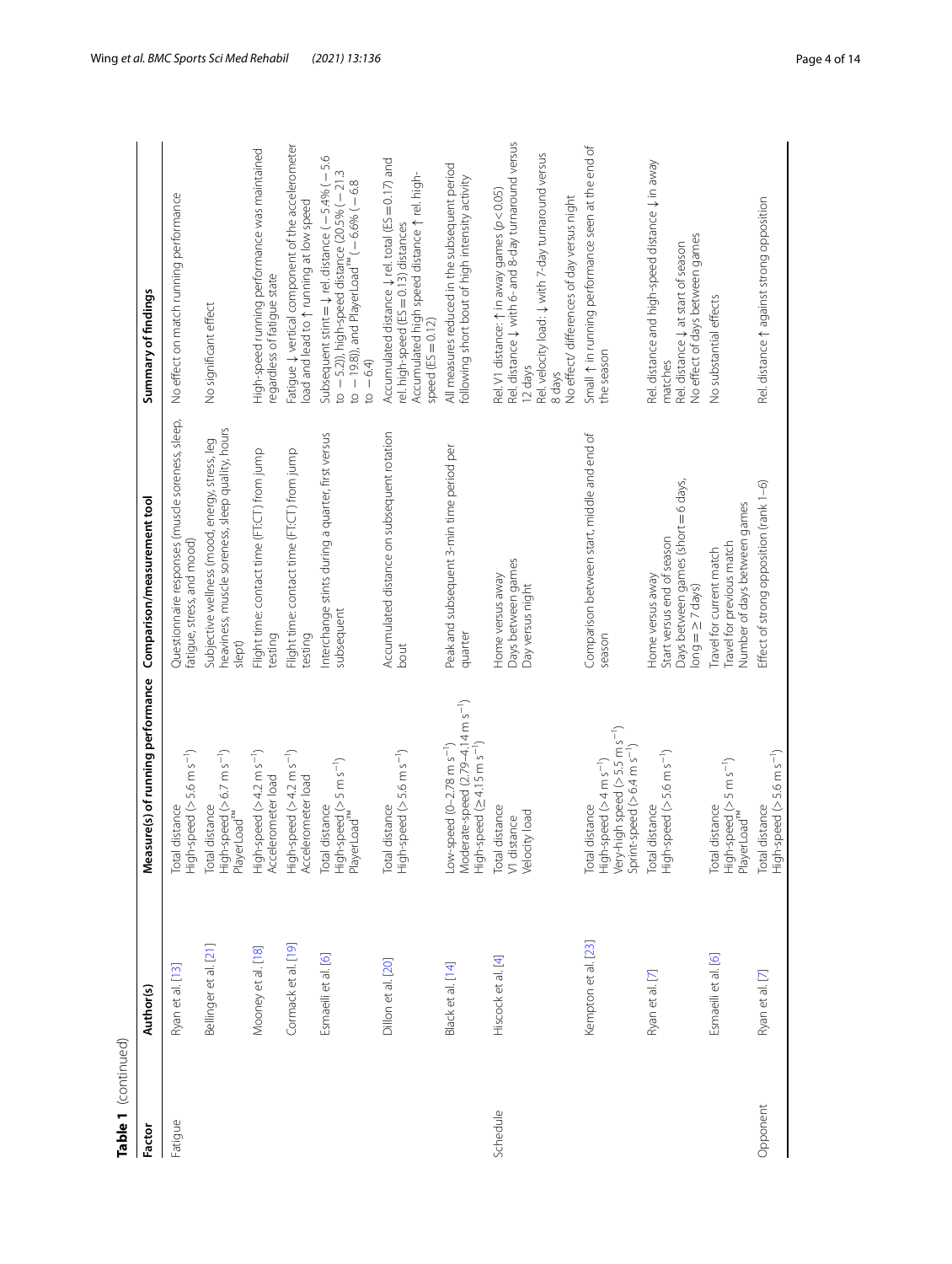**Table 1** (continued)

| Factor | Author(s) | Measure(s) of running performance | Comparison/measurement tool | Summary of findings |
|---|---|---|---|---|
| Fatigue | Ryan et al. [13] | Total distance<br>High-speed (> 5.6 m s$^{-1}$) | Questionnaire responses (muscle soreness, sleep, fatigue, stress, and mood) | No effect on match running performance |
| | Bellinger et al. [21] | Total distance<br>High-speed (> 6.7 m s$^{-1}$)<br>PlayerLoad™ | Subjective wellness (mood, energy, stress, leg heaviness, muscle soreness, sleep quality, hours slept) | No significant effect |
| | Mooney et al. [18] | High-speed (> 4.2 m s$^{-1}$)<br>Accelerometer load | Flight time: contact time (FT:CT) from jump testing | High-speed running performance was maintained regardless of fatigue state |
| | Cormack et al. [19] | High-speed (> 4.2 m s$^{-1}$)<br>Accelerometer load | Flight time: contact time (FT:CT) from jump testing | Fatigue ↓ vertical component of the accelerometer load and lead to ↑ running at low speed |
| | Esmaeili et al. [6] | Total distance<br>High-speed (> 5 m s$^{-1}$)<br>PlayerLoad™ | Interchange stints during a quarter, first versus subsequent | Subsequent stint = ↓ rel. distance (− 5.4% (− 5.6 to − 5.2)), high-speed distance (20.5% (− 21.3 to − 19.8)), and PlayerLoad™ (− 6.6% (− 6.8 to − 6.4) |
| | Dillon et al. [20] | Total distance<br>High-speed (> 5.6 m s$^{-1}$) | Accumulated distance on subsequent rotation bout | Accumulated distance ↓ rel. total (ES = 0.17) and rel. high-speed (ES = 0.13) distances<br>Accumulated high speed distance ↑ rel. high-speed (ES = 0.12) |
| | Black et al. [14] | Low-speed (0–2.78 m s$^{-1}$)<br>Moderate-speed (2.79–4.14 m s$^{-1}$)<br>High-speed (≥ 4.15 m s$^{-1}$) | Peak and subsequent 3-min time period per quarter | All measures reduced in the subsequent period following short bout of high intensity activity |
| Schedule | Hiscock et al. [4] | Total distance<br>V1 distance<br>Velocity load | Home versus away<br>Days between games<br>Day versus night | Rel. V1 distance: ↑ in away games ($p < 0.05$)<br>Rel. distance ↓ with 6- and 8-day turnaround versus 12 days<br>Rel. velocity load: ↓ with 7-day turnaround versus 8 days<br>No effect/ differences of day versus night |
| | Kempton et al. [23] | Total distance<br>High-speed (> 4 m s$^{-1}$)<br>Very-high speed (> 5.5 m s$^{-1}$)<br>Sprint-speed (> 6.4 m s$^{-1}$) | Comparison between start, middle and end of season | Small ↑ in running performance seen at the end of the season |
| | Ryan et al. [7] | Total distance<br>High-speed (> 5.6 m s$^{-1}$) | Home versus away<br>Start versus end of season<br>Days between games (short = 6 days, long = ≥ 7 days) | Rel. distance and high-speed distance ↓ in away matches<br>Rel. distance ↓ at start of season<br>No effect of days between games |
| | Esmaeili et al. [6] | Total distance<br>High-speed (> 5 m s$^{-1}$)<br>PlayerLoad™ | Travel for current match<br>Travel for previous match<br>Number of days between games | No substantial effects |
| Opponent | Ryan et al. [7] | Total distance<br>High-speed (> 5.6 m s$^{-1}$) | Effect of strong opposition (rank 1–6) | Rel. distance ↑ against strong opposition |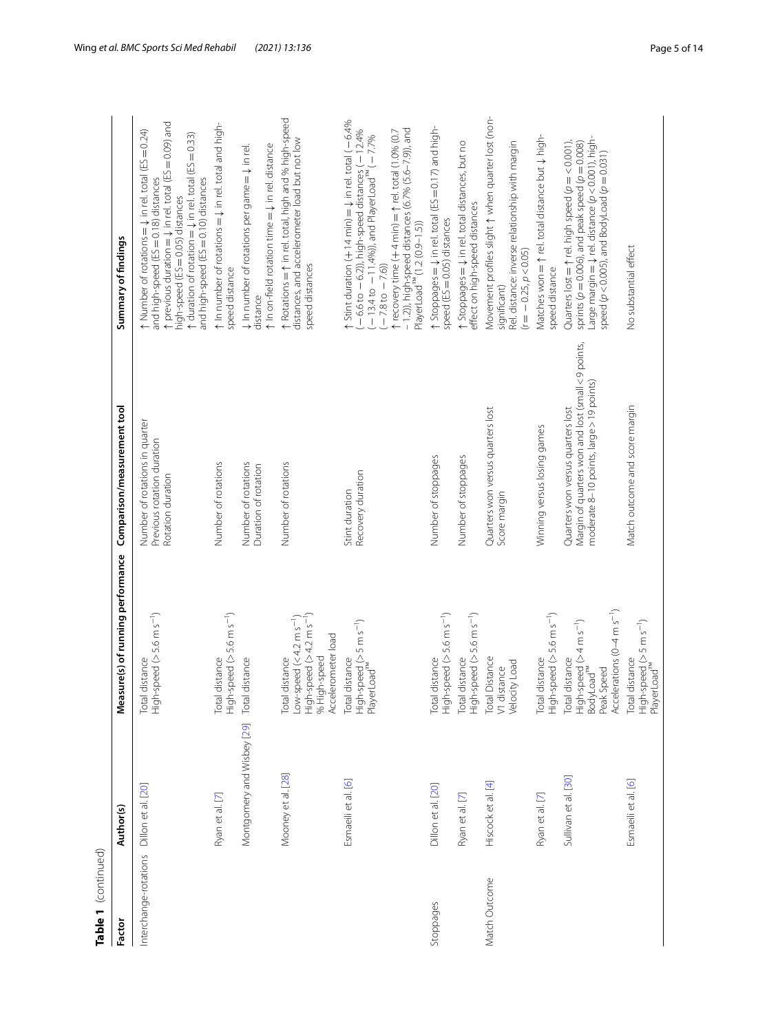**Table 1** (continued)

| Factor | Author(s) | Measure(s) of running performance | Comparison/measurement tool | Summary of findings |
|---|---|---|---|---|
| Interchange-rotations | Dillon et al. [20] | Total distance<br>High-speed (> 5.6 m s$^{-1}$) | Number of rotations in quarter<br>Previous rotation duration<br>Rotation duration | ↑ Number of rotations = ↓ in rel. total (ES = 0.24) and high-speed (ES = 0.18) distances<br>↑ previous duration = ↓ in rel. total (ES = 0.09) and high-speed (ES = 0.05) distances<br>↑ duration of rotation = ↓ in rel. total (ES = 0.33) and high-speed (ES = 0.10) distances |
| | Ryan et al. [7] | Total distance<br>High-speed (> 5.6 m s$^{-1}$) | Number of rotations | ↑ In number of rotations = ↓ in rel. total and high-speed distance |
| | Montgomery and Wisbey [29] | Total distance | Number of rotations<br>Duration of rotation | ↓ In number of rotations per game = ↓ in rel. distance<br>↑ In on-field rotation time = ↓ in rel. distance |
| | Mooney et al. [28] | Total distance<br>Low-speed (< 4.2 m s$^{-1}$)<br>High-speed (> 4.2 m s$^{-1}$)<br>% High-speed<br>Accelerometer load | Number of rotations | ↑ Rotations = ↑ in rel. total, high and % high-speed distances, and accelerometer load but not low speed distances |
| | Esmaeili et al. [6] | Total distance<br>High-speed (> 5 m s$^{-1}$)<br>PlayerLoad™ | Stint duration<br>Recovery duration | ↑ Stint duration (+ 14 min) = ↓ in rel. total (− 6.4% (− 6.6 to − 6.2)), high-speed distances (− 12.4% (− 13.4 to − 11.4%)), and PlayerLoad™ (− 7.7% (− 7.8 to − 7.6))<br>↑ recovery time (+ 4 min) = ↑ rel. total (1.0% (0.7 − 1.2)), high-speed distances (6.7% (5.6–7.9)), and PlayerLoad™ (1.2 (0.9–1.5)) |
| Stoppages | Dillon et al. [20] | Total distance<br>High-speed (> 5.6 m s$^{-1}$) | Number of stoppages | ↑ Stoppages = ↓ in rel. total (ES = 0.17) and high-speed (ES = 0.05) distances |
| | Ryan et al. [7] | Total distance<br>High-speed (> 5.6 m s$^{-1}$) | Number of stoppages | ↑ Stoppages = ↓ in rel. total distances, but no effect on high-speed distances |
| Match Outcome | Hiscock et al. [4] | Total Distance<br>V1 distance<br>Velocity Load | Quarters won versus quarters lost<br>Score margin | Movement profiles slight ↑ when quarter lost (non-significant)<br>Rel. distance: inverse relationship with margin ($r = -0.25, p < 0.05$) |
| | Ryan et al. [7] | Total distance<br>High-speed (> 5.6 m s$^{-1}$) | Winning versus losing games | Matches won = ↑ rel. total distance but ↓ high-speed distance |
| | Sullivan et al. [30] | Total distance<br>High-speed (> 4 m s$^{-1}$)<br>BodyLoad™<br>Peak Speed<br>Accelerations (0–4 m s$^{-1}$) | Quarters won versus quarters lost<br>Margin of quarters won and lost (small < 9 points, moderate 8–10 points, large > 19 points) | Quarters lost = ↑ rel. high speed ($p = < 0.001$), sprints ($p = 0.006$), and peak speed ($p = 0.008$)<br>Large margin = ↓ rel. distance ($p < 0.001$), high-speed ($p < 0.005$), and BodyLoad ($p = 0.031$) |
| | Esmaeili et al. [6] | Total distance<br>High-speed (> 5 m s$^{-1}$)<br>PlayerLoad™ | Match outcome and score margin | No substantial effect |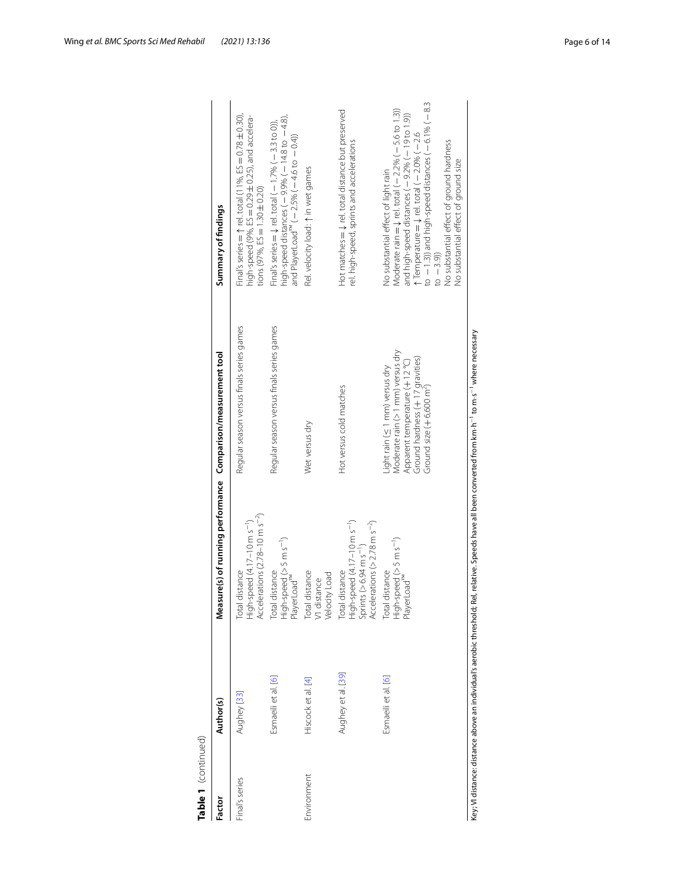**Table 1** (continued)

| Factor | Author(s) | Measure(s) of running performance | Comparison/measurement tool | Summary of findings |
|---|---|---|---|---|
| Final's series | Aughey [33] | Total distance<br>High-speed (4.17–10 m s$^{-1}$)<br>Accelerations (2.78–10 m s$^{-2}$) | Regular season versus finals series games | Final's series = ↑ rel. total (11%, ES = 0.78 ± 0.30), high-speed (9%, ES = 0.29 ± 0.25), and accelerations (97%, ES = 1.30 ± 0.20) |
| | Esmaeili et al. [6] | Total distance<br>High-speed (> 5 m s$^{-1}$)<br>PlayerLoad™ | Regular season versus finals series games | Final's series = ↓ rel. total (− 1.7% (− 3.3 to 0)), high-speed distances (− 9.9% (− 14.8 to − 4.8), and PlayerLoad™ (− 2.5% (− 4.6 to − 0.4)) |
| Environment | Hiscock et al. [4] | Total distance<br>V1 distance<br>Velocity Load | Wet versus dry | Rel. velocity load: ↑ in wet games |
| | Aughey et al. [39] | Total distance<br>High-speed (4.17–10 m s$^{-1}$)<br>Sprints (> 6.94 m s$^{-1}$)<br>Accelerations (> 2.78 m s$^{-2}$) | Hot versus cold matches | Hot matches = ↓ rel. total distance but preserved rel. high-speed, sprints and accelerations |
| | Esmaeili et al. [6] | Total distance<br>High-speed (> 5 m s$^{-1}$)<br>PlayerLoad™ | Light rain (≤ 1 mm) versus dry<br>Moderate rain (> 1 mm) versus dry<br>Apparent temperature (+ 12 °C)<br>Ground hardness (+ 17 gravities)<br>Ground size (+ 6,600 m$^2$) | No substantial effect of light rain<br>Moderate rain = ↓ rel. total (− 2.2% (− 5.6 to 1.3)) and high-speed distances (− 9.2% (− 19 to 1.9))<br>↑ Temperature = ↓ rel. total (− 2.0% (− 2.6 to − 1.3)) and high-speed distances (− 6.1% (− 8.3 to − 3.9))<br>No substantial effect of ground hardness<br>No substantial effect of ground size |

Key; VI distance: distance above an individual's aerobic threshold; Rel, relative. Speeds have all been converted from km·h$^{-1}$ to m·s$^{-1}$ where necessary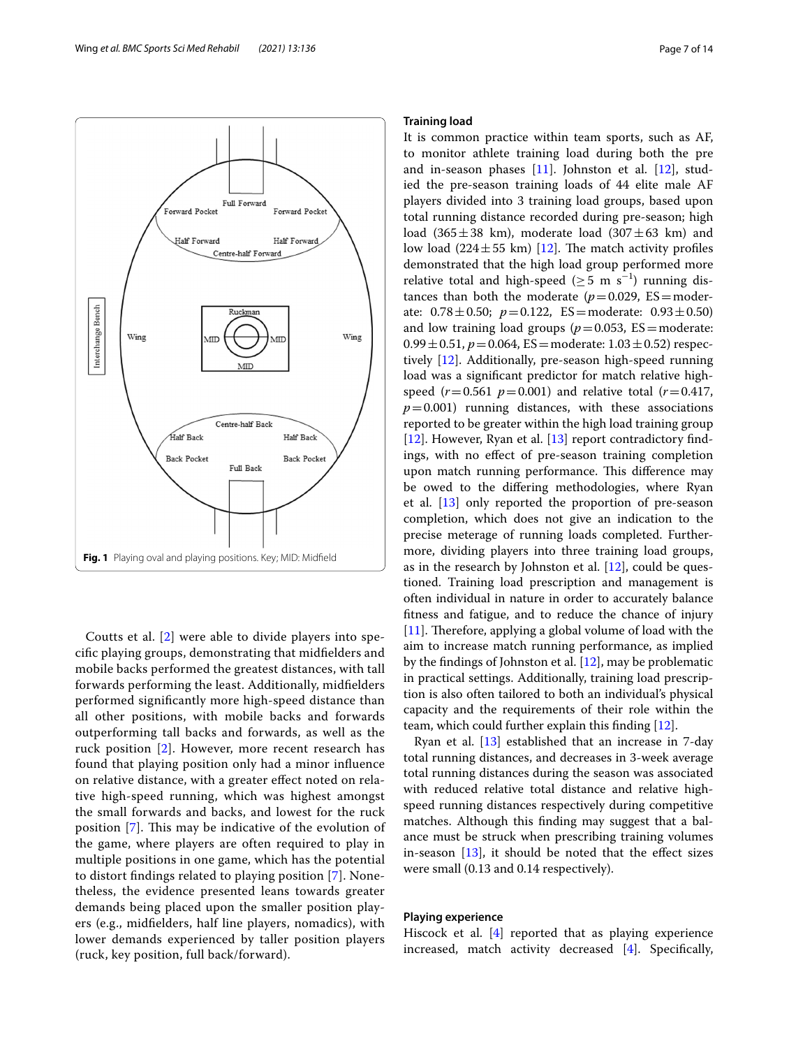Fig. 1 Playing oval and playing positions. Key; MID: Midfield

Coutts et al. [2] were able to divide players into specific playing groups, demonstrating that midfielders and mobile backs performed the greatest distances, with tall forwards performing the least. Additionally, midfielders performed significantly more high-speed distance than all other positions, with mobile backs and forwards outperforming tall backs and forwards, as well as the ruck position [2]. However, more recent research has found that playing position only had a minor influence on relative distance, with a greater effect noted on relative high-speed running, which was highest amongst the small forwards and backs, and lowest for the ruck position [7]. This may be indicative of the evolution of the game, where players are often required to play in multiple positions in one game, which has the potential to distort findings related to playing position [7]. Nonetheless, the evidence presented leans towards greater demands being placed upon the smaller position players (e.g., midfielders, half line players, nomadics), with lower demands experienced by taller position players (ruck, key position, full back/forward).

## Training load

It is common practice within team sports, such as AF, to monitor athlete training load during both the pre and in-season phases [11]. Johnston et al. [12], studied the pre-season training loads of 44 elite male AF players divided into 3 training load groups, based upon total running distance recorded during pre-season; high load (365 ± 38 km), moderate load (307 ± 63 km) and low load (224 ± 55 km) [12]. The match activity profiles demonstrated that the high load group performed more relative total and high-speed ($\geq 5$ m $s^{-1}$) running distances than both the moderate ($p = 0.029$, ES = moderate: 0.78 ± 0.50; $p = 0.122$, ES = moderate: 0.93 ± 0.50) and low training load groups ($p = 0.053$, ES = moderate: 0.99 ± 0.51, $p = 0.064$, ES = moderate: 1.03 ± 0.52) respectively [12]. Additionally, pre-season high-speed running load was a significant predictor for match relative high-speed ($r = 0.561$ $p = 0.001$) and relative total ($r = 0.417$, $p = 0.001$) running distances, with these associations reported to be greater within the high load training group [12]. However, Ryan et al. [13] report contradictory findings, with no effect of pre-season training completion upon match running performance. This difference may be owed to the differing methodologies, where Ryan et al. [13] only reported the proportion of pre-season completion, which does not give an indication to the precise meterage of running loads completed. Furthermore, dividing players into three training load groups, as in the research by Johnston et al. [12], could be questioned. Training load prescription and management is often individual in nature in order to accurately balance fitness and fatigue, and to reduce the chance of injury [11]. Therefore, applying a global volume of load with the aim to increase match running performance, as implied by the findings of Johnston et al. [12], may be problematic in practical settings. Additionally, training load prescription is also often tailored to both an individual's physical capacity and the requirements of their role within the team, which could further explain this finding [12].

Ryan et al. [13] established that an increase in 7-day total running distances, and decreases in 3-week average total running distances during the season was associated with reduced relative total distance and relative high-speed running distances respectively during competitive matches. Although this finding may suggest that a balance must be struck when prescribing training volumes in-season [13], it should be noted that the effect sizes were small (0.13 and 0.14 respectively).

## Playing experience

Hiscock et al. [4] reported that as playing experience increased, match activity decreased [4]. Specifically,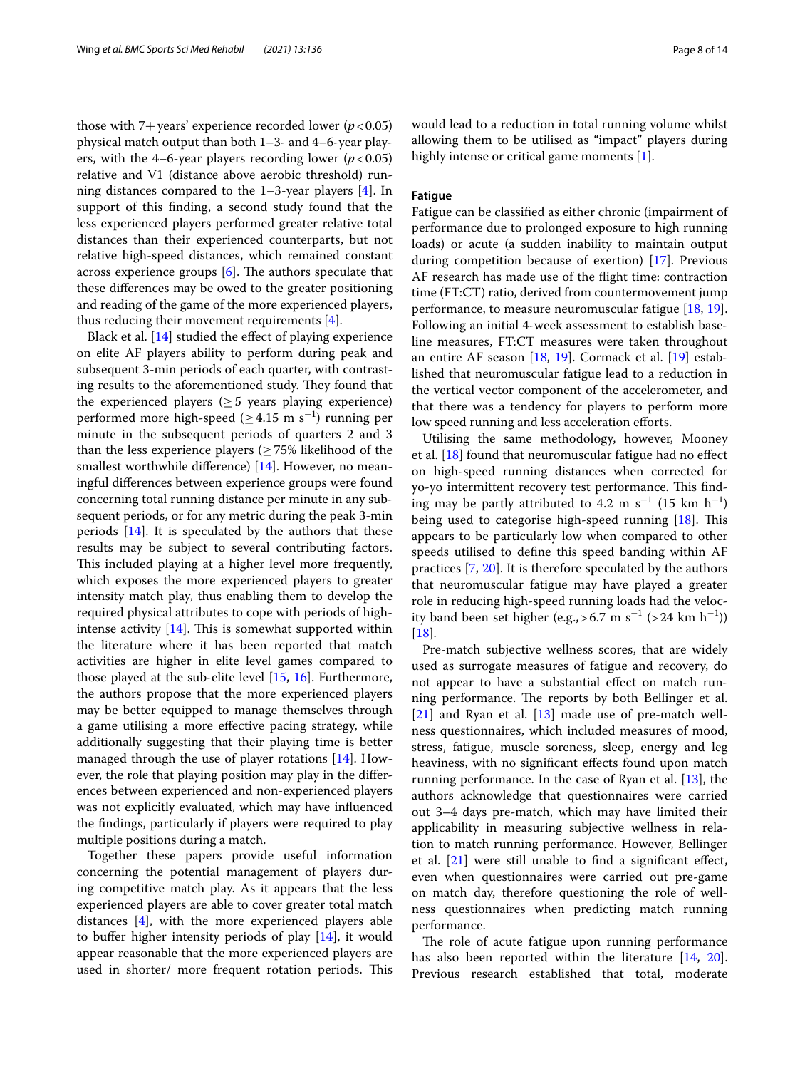those with 7+ years' experience recorded lower ($p < 0.05$) physical match output than both 1–3- and 4–6-year players, with the 4–6-year players recording lower ($p < 0.05$) relative and V1 (distance above aerobic threshold) running distances compared to the 1–3-year players [4]. In support of this finding, a second study found that the less experienced players performed greater relative total distances than their experienced counterparts, but not relative high-speed distances, which remained constant across experience groups [6]. The authors speculate that these differences may be owed to the greater positioning and reading of the game of the more experienced players, thus reducing their movement requirements [4].

Black et al. [14] studied the effect of playing experience on elite AF players ability to perform during peak and subsequent 3-min periods of each quarter, with contrasting results to the aforementioned study. They found that the experienced players (≥ 5 years playing experience) performed more high-speed (≥ 4.15 m $s^{-1}$) running per minute in the subsequent periods of quarters 2 and 3 than the less experience players (≥ 75% likelihood of the smallest worthwhile difference) [14]. However, no meaningful differences between experience groups were found concerning total running distance per minute in any subsequent periods, or for any metric during the peak 3-min periods [14]. It is speculated by the authors that these results may be subject to several contributing factors. This included playing at a higher level more frequently, which exposes the more experienced players to greater intensity match play, thus enabling them to develop the required physical attributes to cope with periods of high-intense activity [14]. This is somewhat supported within the literature where it has been reported that match activities are higher in elite level games compared to those played at the sub-elite level [15, 16]. Furthermore, the authors propose that the more experienced players may be better equipped to manage themselves through a game utilising a more effective pacing strategy, while additionally suggesting that their playing time is better managed through the use of player rotations [14]. However, the role that playing position may play in the differences between experienced and non-experienced players was not explicitly evaluated, which may have influenced the findings, particularly if players were required to play multiple positions during a match.

Together these papers provide useful information concerning the potential management of players during competitive match play. As it appears that the less experienced players are able to cover greater total match distances [4], with the more experienced players able to buffer higher intensity periods of play [14], it would appear reasonable that the more experienced players are used in shorter/ more frequent rotation periods. This would lead to a reduction in total running volume whilst allowing them to be utilised as "impact" players during highly intense or critical game moments [1].

### Fatigue

Fatigue can be classified as either chronic (impairment of performance due to prolonged exposure to high running loads) or acute (a sudden inability to maintain output during competition because of exertion) [17]. Previous AF research has made use of the flight time: contraction time (FT:CT) ratio, derived from countermovement jump performance, to measure neuromuscular fatigue [18, 19]. Following an initial 4-week assessment to establish baseline measures, FT:CT measures were taken throughout an entire AF season [18, 19]. Cormack et al. [19] established that neuromuscular fatigue lead to a reduction in the vertical vector component of the accelerometer, and that there was a tendency for players to perform more low speed running and less acceleration efforts.

Utilising the same methodology, however, Mooney et al. [18] found that neuromuscular fatigue had no effect on high-speed running distances when corrected for yo-yo intermittent recovery test performance. This finding may be partly attributed to 4.2 m $s^{-1}$ (15 km $h^{-1}$) being used to categorise high-speed running [18]. This appears to be particularly low when compared to other speeds utilised to define this speed banding within AF practices [7, 20]. It is therefore speculated by the authors that neuromuscular fatigue may have played a greater role in reducing high-speed running loads had the velocity band been set higher (e.g., > 6.7 m $s^{-1}$ (> 24 km $h^{-1}$)) [18].

Pre-match subjective wellness scores, that are widely used as surrogate measures of fatigue and recovery, do not appear to have a substantial effect on match running performance. The reports by both Bellinger et al. [21] and Ryan et al. [13] made use of pre-match wellness questionnaires, which included measures of mood, stress, fatigue, muscle soreness, sleep, energy and leg heaviness, with no significant effects found upon match running performance. In the case of Ryan et al. [13], the authors acknowledge that questionnaires were carried out 3–4 days pre-match, which may have limited their applicability in measuring subjective wellness in relation to match running performance. However, Bellinger et al. [21] were still unable to find a significant effect, even when questionnaires were carried out pre-game on match day, therefore questioning the role of wellness questionnaires when predicting match running performance.

The role of acute fatigue upon running performance has also been reported within the literature [14, 20]. Previous research established that total, moderate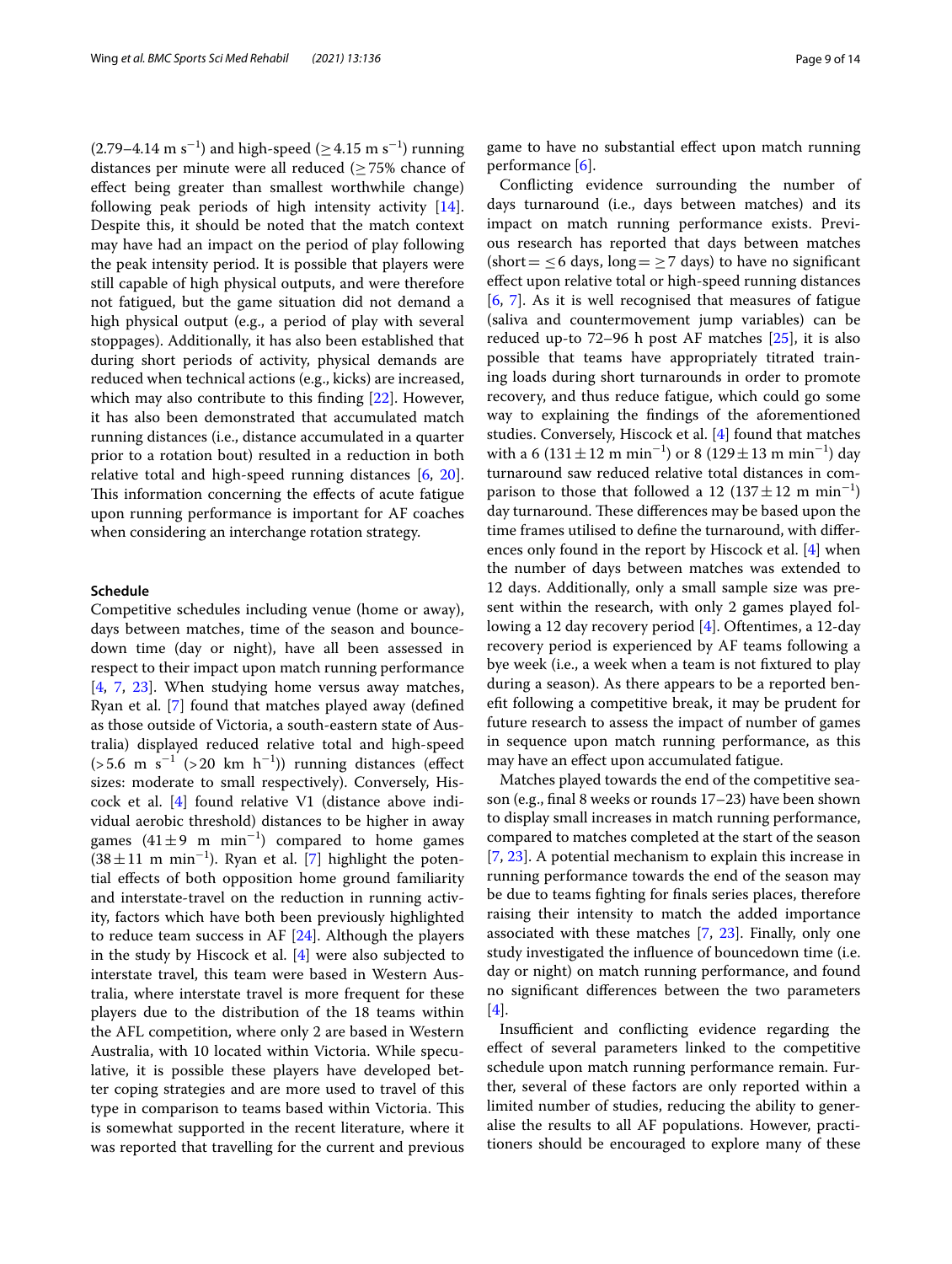($2.79$–$4.14\ \text{m s}^{-1}$) and high-speed ($\geq 4.15\ \text{m s}^{-1}$) running distances per minute were all reduced ($\geq 75\%$ chance of effect being greater than smallest worthwhile change) following peak periods of high intensity activity [14]. Despite this, it should be noted that the match context may have had an impact on the period of play following the peak intensity period. It is possible that players were still capable of high physical outputs, and were therefore not fatigued, but the game situation did not demand a high physical output (e.g., a period of play with several stoppages). Additionally, it has also been established that during short periods of activity, physical demands are reduced when technical actions (e.g., kicks) are increased, which may also contribute to this finding [22]. However, it has also been demonstrated that accumulated match running distances (i.e., distance accumulated in a quarter prior to a rotation bout) resulted in a reduction in both relative total and high-speed running distances [6, 20]. This information concerning the effects of acute fatigue upon running performance is important for AF coaches when considering an interchange rotation strategy.

### Schedule

Competitive schedules including venue (home or away), days between matches, time of the season and bounce-down time (day or night), have all been assessed in respect to their impact upon match running performance [4, 7, 23]. When studying home versus away matches, Ryan et al. [7] found that matches played away (defined as those outside of Victoria, a south-eastern state of Australia) displayed reduced relative total and high-speed ($>5.6\ \text{m s}^{-1}$ ($>20\ \text{km h}^{-1}$)) running distances (effect sizes: moderate to small respectively). Conversely, Hiscock et al. [4] found relative V1 (distance above individual aerobic threshold) distances to be higher in away games ($41 \pm 9\ \text{m min}^{-1}$) compared to home games ($38 \pm 11\ \text{m min}^{-1}$). Ryan et al. [7] highlight the potential effects of both opposition home ground familiarity and interstate-travel on the reduction in running activity, factors which have both been previously highlighted to reduce team success in AF [24]. Although the players in the study by Hiscock et al. [4] were also subjected to interstate travel, this team were based in Western Australia, where interstate travel is more frequent for these players due to the distribution of the 18 teams within the AFL competition, where only 2 are based in Western Australia, with 10 located within Victoria. While speculative, it is possible these players have developed better coping strategies and are more used to travel of this type in comparison to teams based within Victoria. This is somewhat supported in the recent literature, where it was reported that travelling for the current and previous game to have no substantial effect upon match running performance [6].

Conflicting evidence surrounding the number of days turnaround (i.e., days between matches) and its impact on match running performance exists. Previous research has reported that days between matches (short $= \leq 6$ days, long $= \geq 7$ days) to have no significant effect upon relative total or high-speed running distances [6, 7]. As it is well recognised that measures of fatigue (saliva and countermovement jump variables) can be reduced up-to 72–96 h post AF matches [25], it is also possible that teams have appropriately titrated training loads during short turnarounds in order to promote recovery, and thus reduce fatigue, which could go some way to explaining the findings of the aforementioned studies. Conversely, Hiscock et al. [4] found that matches with a 6 ($131 \pm 12\ \text{m min}^{-1}$) or 8 ($129 \pm 13\ \text{m min}^{-1}$) day turnaround saw reduced relative total distances in comparison to those that followed a 12 ($137 \pm 12\ \text{m min}^{-1}$) day turnaround. These differences may be based upon the time frames utilised to define the turnaround, with differences only found in the report by Hiscock et al. [4] when the number of days between matches was extended to 12 days. Additionally, only a small sample size was present within the research, with only 2 games played following a 12 day recovery period [4]. Oftentimes, a 12-day recovery period is experienced by AF teams following a bye week (i.e., a week when a team is not fixtured to play during a season). As there appears to be a reported benefit following a competitive break, it may be prudent for future research to assess the impact of number of games in sequence upon match running performance, as this may have an effect upon accumulated fatigue.

Matches played towards the end of the competitive season (e.g., final 8 weeks or rounds 17–23) have been shown to display small increases in match running performance, compared to matches completed at the start of the season [7, 23]. A potential mechanism to explain this increase in running performance towards the end of the season may be due to teams fighting for finals series places, therefore raising their intensity to match the added importance associated with these matches [7, 23]. Finally, only one study investigated the influence of bouncedown time (i.e. day or night) on match running performance, and found no significant differences between the two parameters [4].

Insufficient and conflicting evidence regarding the effect of several parameters linked to the competitive schedule upon match running performance remain. Further, several of these factors are only reported within a limited number of studies, reducing the ability to generalise the results to all AF populations. However, practitioners should be encouraged to explore many of these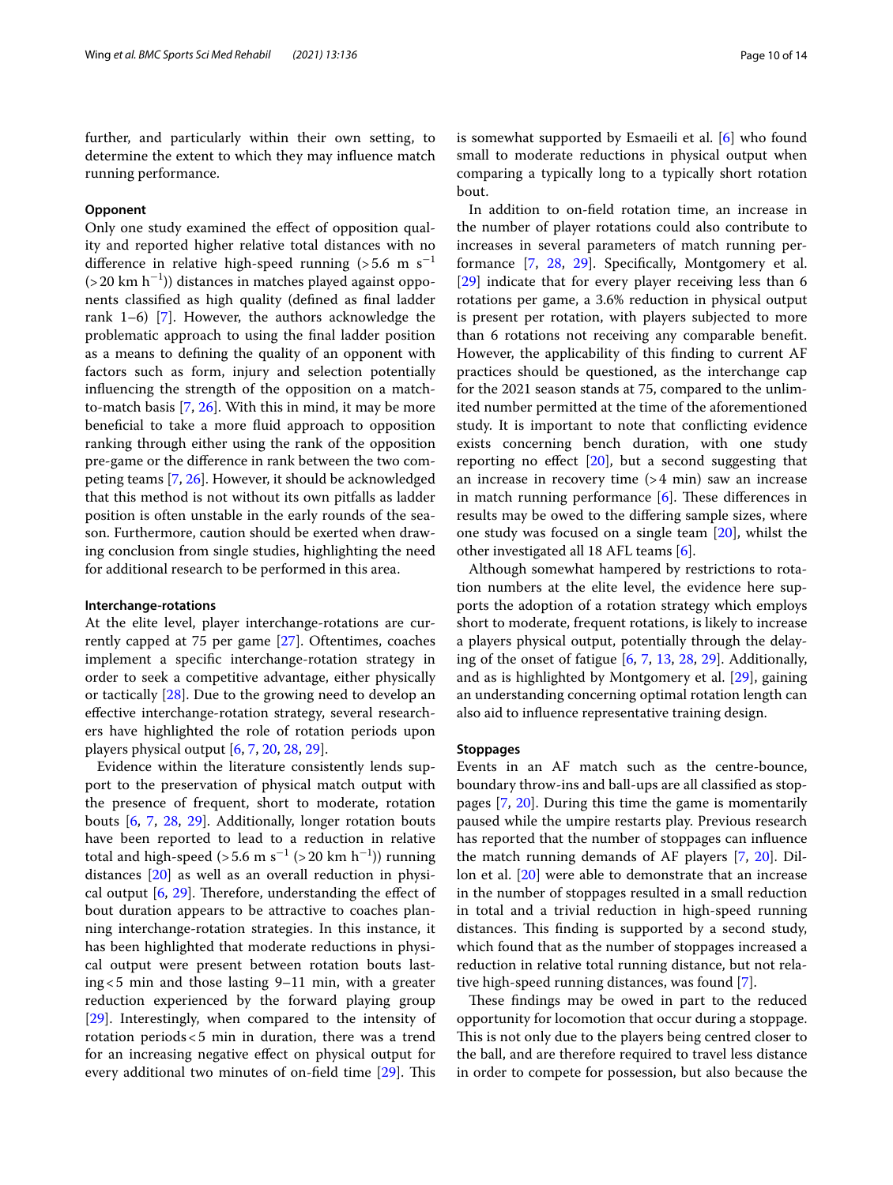further, and particularly within their own setting, to determine the extent to which they may influence match running performance.

### Opponent

Only one study examined the effect of opposition quality and reported higher relative total distances with no difference in relative high-speed running (>5.6 m $s^{-1}$ (>20 km $h^{-1}$)) distances in matches played against opponents classified as high quality (defined as final ladder rank 1–6) [7]. However, the authors acknowledge the problematic approach to using the final ladder position as a means to defining the quality of an opponent with factors such as form, injury and selection potentially influencing the strength of the opposition on a match-to-match basis [7, 26]. With this in mind, it may be more beneficial to take a more fluid approach to opposition ranking through either using the rank of the opposition pre-game or the difference in rank between the two competing teams [7, 26]. However, it should be acknowledged that this method is not without its own pitfalls as ladder position is often unstable in the early rounds of the season. Furthermore, caution should be exerted when drawing conclusion from single studies, highlighting the need for additional research to be performed in this area.

### Interchange-rotations

At the elite level, player interchange-rotations are currently capped at 75 per game [27]. Oftentimes, coaches implement a specific interchange-rotation strategy in order to seek a competitive advantage, either physically or tactically [28]. Due to the growing need to develop an effective interchange-rotation strategy, several researchers have highlighted the role of rotation periods upon players physical output [6, 7, 20, 28, 29].

Evidence within the literature consistently lends support to the preservation of physical match output with the presence of frequent, short to moderate, rotation bouts [6, 7, 28, 29]. Additionally, longer rotation bouts have been reported to lead to a reduction in relative total and high-speed (>5.6 m $s^{-1}$ (>20 km $h^{-1}$)) running distances [20] as well as an overall reduction in physical output [6, 29]. Therefore, understanding the effect of bout duration appears to be attractive to coaches planning interchange-rotation strategies. In this instance, it has been highlighted that moderate reductions in physical output were present between rotation bouts lasting <5 min and those lasting 9–11 min, with a greater reduction experienced by the forward playing group [29]. Interestingly, when compared to the intensity of rotation periods <5 min in duration, there was a trend for an increasing negative effect on physical output for every additional two minutes of on-field time [29]. This is somewhat supported by Esmaeili et al. [6] who found small to moderate reductions in physical output when comparing a typically long to a typically short rotation bout.

In addition to on-field rotation time, an increase in the number of player rotations could also contribute to increases in several parameters of match running performance [7, 28, 29]. Specifically, Montgomery et al. [29] indicate that for every player receiving less than 6 rotations per game, a 3.6% reduction in physical output is present per rotation, with players subjected to more than 6 rotations not receiving any comparable benefit. However, the applicability of this finding to current AF practices should be questioned, as the interchange cap for the 2021 season stands at 75, compared to the unlimited number permitted at the time of the aforementioned study. It is important to note that conflicting evidence exists concerning bench duration, with one study reporting no effect [20], but a second suggesting that an increase in recovery time (>4 min) saw an increase in match running performance [6]. These differences in results may be owed to the differing sample sizes, where one study was focused on a single team [20], whilst the other investigated all 18 AFL teams [6].

Although somewhat hampered by restrictions to rotation numbers at the elite level, the evidence here supports the adoption of a rotation strategy which employs short to moderate, frequent rotations, is likely to increase a players physical output, potentially through the delaying of the onset of fatigue [6, 7, 13, 28, 29]. Additionally, and as is highlighted by Montgomery et al. [29], gaining an understanding concerning optimal rotation length can also aid to influence representative training design.

### Stoppages

Events in an AF match such as the centre-bounce, boundary throw-ins and ball-ups are all classified as stoppages [7, 20]. During this time the game is momentarily paused while the umpire restarts play. Previous research has reported that the number of stoppages can influence the match running demands of AF players [7, 20]. Dillon et al. [20] were able to demonstrate that an increase in the number of stoppages resulted in a small reduction in total and a trivial reduction in high-speed running distances. This finding is supported by a second study, which found that as the number of stoppages increased a reduction in relative total running distance, but not relative high-speed running distances, was found [7].

These findings may be owed in part to the reduced opportunity for locomotion that occur during a stoppage. This is not only due to the players being centred closer to the ball, and are therefore required to travel less distance in order to compete for possession, but also because the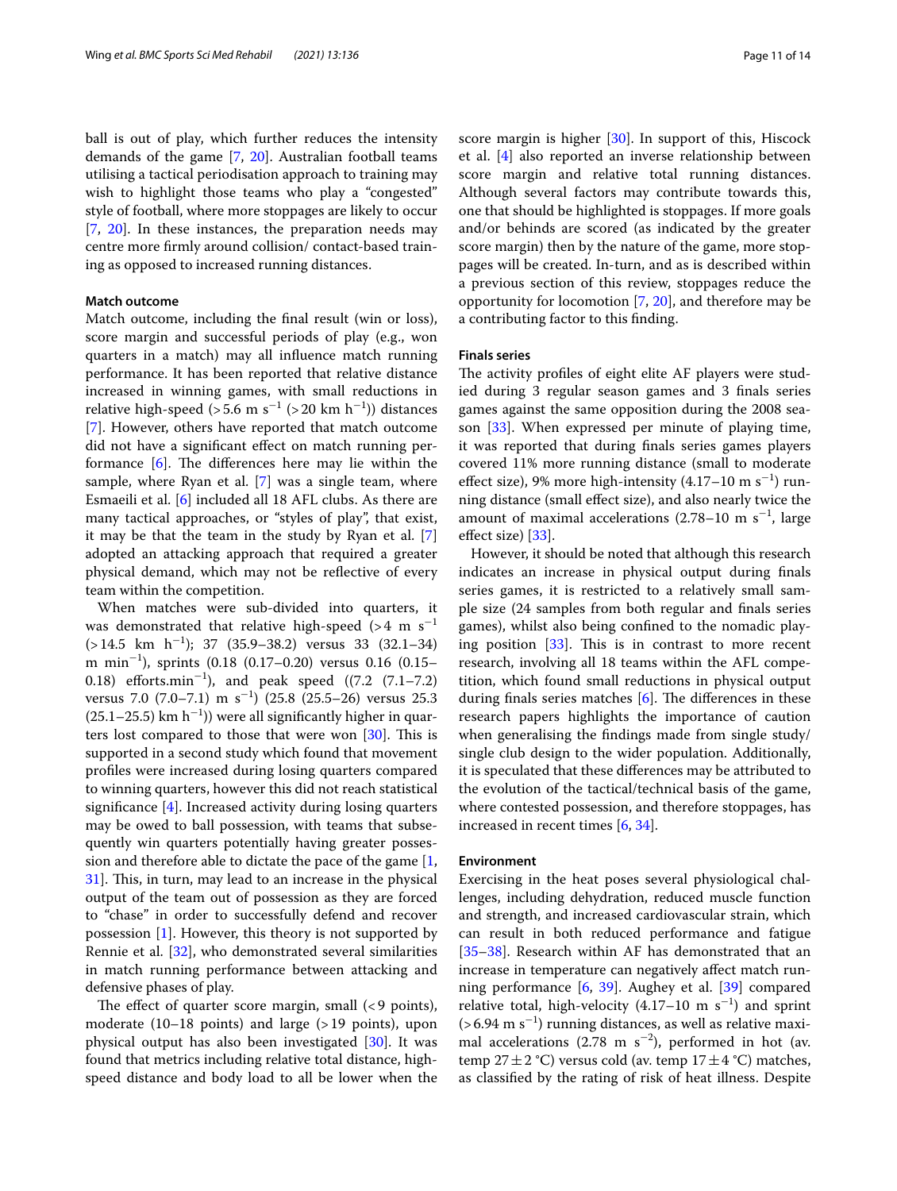ball is out of play, which further reduces the intensity demands of the game [7, 20]. Australian football teams utilising a tactical periodisation approach to training may wish to highlight those teams who play a "congested" style of football, where more stoppages are likely to occur [7, 20]. In these instances, the preparation needs may centre more firmly around collision/ contact-based training as opposed to increased running distances.

### Match outcome

Match outcome, including the final result (win or loss), score margin and successful periods of play (e.g., won quarters in a match) may all influence match running performance. It has been reported that relative distance increased in winning games, with small reductions in relative high-speed (>5.6 m s$^{-1}$ (>20 km h$^{-1}$)) distances [7]. However, others have reported that match outcome did not have a significant effect on match running performance [6]. The differences here may lie within the sample, where Ryan et al. [7] was a single team, where Esmaeili et al. [6] included all 18 AFL clubs. As there are many tactical approaches, or "styles of play", that exist, it may be that the team in the study by Ryan et al. [7] adopted an attacking approach that required a greater physical demand, which may not be reflective of every team within the competition.

When matches were sub-divided into quarters, it was demonstrated that relative high-speed (>4 m s$^{-1}$ (>14.5 km h$^{-1}$); 37 (35.9–38.2) versus 33 (32.1–34) m min$^{-1}$), sprints (0.18 (0.17–0.20) versus 0.16 (0.15–0.18) efforts.min$^{-1}$), and peak speed ((7.2 (7.1–7.2) versus 7.0 (7.0–7.1) m s$^{-1}$) (25.8 (25.5–26) versus 25.3 (25.1–25.5) km h$^{-1}$)) were all significantly higher in quarters lost compared to those that were won [30]. This is supported in a second study which found that movement profiles were increased during losing quarters compared to winning quarters, however this did not reach statistical significance [4]. Increased activity during losing quarters may be owed to ball possession, with teams that subsequently win quarters potentially having greater possession and therefore able to dictate the pace of the game [1, 31]. This, in turn, may lead to an increase in the physical output of the team out of possession as they are forced to "chase" in order to successfully defend and recover possession [1]. However, this theory is not supported by Rennie et al. [32], who demonstrated several similarities in match running performance between attacking and defensive phases of play.

The effect of quarter score margin, small (<9 points), moderate (10–18 points) and large (>19 points), upon physical output has also been investigated [30]. It was found that metrics including relative total distance, high-speed distance and body load to all be lower when the score margin is higher [30]. In support of this, Hiscock et al. [4] also reported an inverse relationship between score margin and relative total running distances. Although several factors may contribute towards this, one that should be highlighted is stoppages. If more goals and/or behinds are scored (as indicated by the greater score margin) then by the nature of the game, more stoppages will be created. In-turn, and as is described within a previous section of this review, stoppages reduce the opportunity for locomotion [7, 20], and therefore may be a contributing factor to this finding.

### Finals series

The activity profiles of eight elite AF players were studied during 3 regular season games and 3 finals series games against the same opposition during the 2008 season [33]. When expressed per minute of playing time, it was reported that during finals series games players covered 11% more running distance (small to moderate effect size), 9% more high-intensity (4.17–10 m s$^{-1}$) running distance (small effect size), and also nearly twice the amount of maximal accelerations (2.78–10 m s$^{-1}$, large effect size) [33].

However, it should be noted that although this research indicates an increase in physical output during finals series games, it is restricted to a relatively small sample size (24 samples from both regular and finals series games), whilst also being confined to the nomadic playing position [33]. This is in contrast to more recent research, involving all 18 teams within the AFL competition, which found small reductions in physical output during finals series matches [6]. The differences in these research papers highlights the importance of caution when generalising the findings made from single study/ single club design to the wider population. Additionally, it is speculated that these differences may be attributed to the evolution of the tactical/technical basis of the game, where contested possession, and therefore stoppages, has increased in recent times [6, 34].

### Environment

Exercising in the heat poses several physiological challenges, including dehydration, reduced muscle function and strength, and increased cardiovascular strain, which can result in both reduced performance and fatigue [35–38]. Research within AF has demonstrated that an increase in temperature can negatively affect match running performance [6, 39]. Aughey et al. [39] compared relative total, high-velocity (4.17–10 m s$^{-1}$) and sprint (>6.94 m s$^{-1}$) running distances, as well as relative maximal accelerations (2.78 m s$^{-2}$), performed in hot (av. temp 27 ± 2 °C) versus cold (av. temp 17 ± 4 °C) matches, as classified by the rating of risk of heat illness. Despite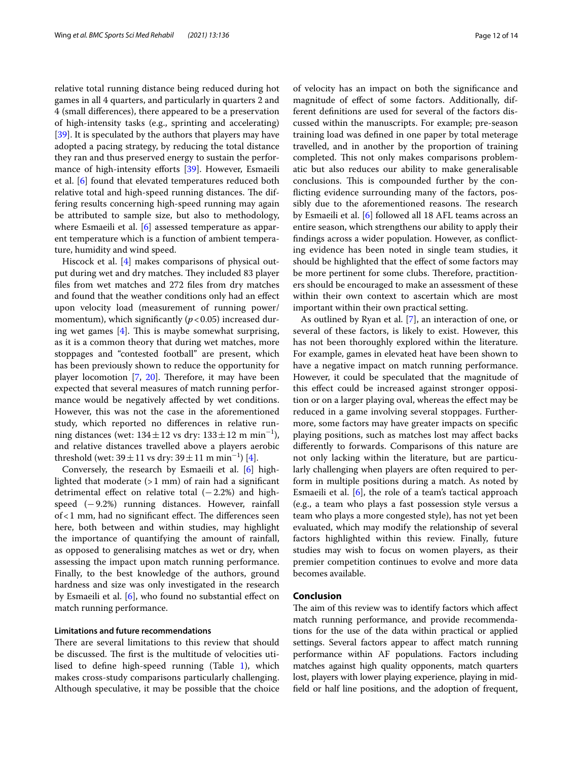relative total running distance being reduced during hot games in all 4 quarters, and particularly in quarters 2 and 4 (small differences), there appeared to be a preservation of high-intensity tasks (e.g., sprinting and accelerating) [39]. It is speculated by the authors that players may have adopted a pacing strategy, by reducing the total distance they ran and thus preserved energy to sustain the performance of high-intensity efforts [39]. However, Esmaeili et al. [6] found that elevated temperatures reduced both relative total and high-speed running distances. The differing results concerning high-speed running may again be attributed to sample size, but also to methodology, where Esmaeili et al. [6] assessed temperature as apparent temperature which is a function of ambient temperature, humidity and wind speed.

Hiscock et al. [4] makes comparisons of physical output during wet and dry matches. They included 83 player files from wet matches and 272 files from dry matches and found that the weather conditions only had an effect upon velocity load (measurement of running power/momentum), which significantly ($p<0.05$) increased during wet games [4]. This is maybe somewhat surprising, as it is a common theory that during wet matches, more stoppages and "contested football" are present, which has been previously shown to reduce the opportunity for player locomotion [7, 20]. Therefore, it may have been expected that several measures of match running performance would be negatively affected by wet conditions. However, this was not the case in the aforementioned study, which reported no differences in relative running distances (wet: $134\pm12$ vs dry: $133\pm12$ m min$^{-1}$), and relative distances travelled above a players aerobic threshold (wet: $39\pm11$ vs dry: $39\pm11$ m min$^{-1}$) [4].

Conversely, the research by Esmaeili et al. [6] highlighted that moderate (>1 mm) of rain had a significant detrimental effect on relative total (−2.2%) and high-speed (−9.2%) running distances. However, rainfall of <1 mm, had no significant effect. The differences seen here, both between and within studies, may highlight the importance of quantifying the amount of rainfall, as opposed to generalising matches as wet or dry, when assessing the impact upon match running performance. Finally, to the best knowledge of the authors, ground hardness and size was only investigated in the research by Esmaeili et al. [6], who found no substantial effect on match running performance.

### Limitations and future recommendations

There are several limitations to this review that should be discussed. The first is the multitude of velocities utilised to define high-speed running (Table 1), which makes cross-study comparisons particularly challenging. Although speculative, it may be possible that the choice of velocity has an impact on both the significance and magnitude of effect of some factors. Additionally, different definitions are used for several of the factors discussed within the manuscripts. For example; pre-season training load was defined in one paper by total meterage travelled, and in another by the proportion of training completed. This not only makes comparisons problematic but also reduces our ability to make generalisable conclusions. This is compounded further by the conflicting evidence surrounding many of the factors, possibly due to the aforementioned reasons. The research by Esmaeili et al. [6] followed all 18 AFL teams across an entire season, which strengthens our ability to apply their findings across a wider population. However, as conflicting evidence has been noted in single team studies, it should be highlighted that the effect of some factors may be more pertinent for some clubs. Therefore, practitioners should be encouraged to make an assessment of these within their own context to ascertain which are most important within their own practical setting.

As outlined by Ryan et al. [7], an interaction of one, or several of these factors, is likely to exist. However, this has not been thoroughly explored within the literature. For example, games in elevated heat have been shown to have a negative impact on match running performance. However, it could be speculated that the magnitude of this effect could be increased against stronger opposition or on a larger playing oval, whereas the effect may be reduced in a game involving several stoppages. Furthermore, some factors may have greater impacts on specific playing positions, such as matches lost may affect backs differently to forwards. Comparisons of this nature are not only lacking within the literature, but are particularly challenging when players are often required to perform in multiple positions during a match. As noted by Esmaeili et al. [6], the role of a team's tactical approach (e.g., a team who plays a fast possession style versus a team who plays a more congested style), has not yet been evaluated, which may modify the relationship of several factors highlighted within this review. Finally, future studies may wish to focus on women players, as their premier competition continues to evolve and more data becomes available.

## Conclusion

The aim of this review was to identify factors which affect match running performance, and provide recommendations for the use of the data within practical or applied settings. Several factors appear to affect match running performance within AF populations. Factors including matches against high quality opponents, match quarters lost, players with lower playing experience, playing in midfield or half line positions, and the adoption of frequent,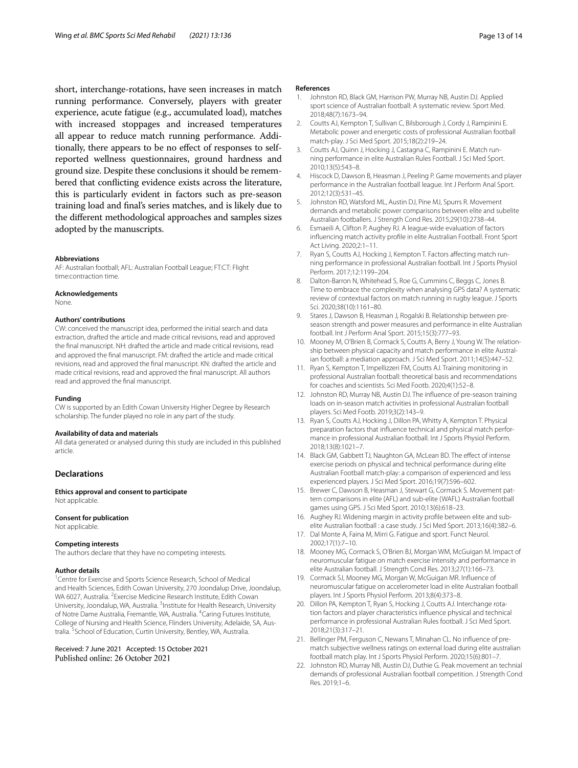short, interchange-rotations, have seen increases in match running performance. Conversely, players with greater experience, acute fatigue (e.g., accumulated load), matches with increased stoppages and increased temperatures all appear to reduce match running performance. Additionally, there appears to be no effect of responses to self-reported wellness questionnaires, ground hardness and ground size. Despite these conclusions it should be remembered that conflicting evidence exists across the literature, this is particularly evident in factors such as pre-season training load and final's series matches, and is likely due to the different methodological approaches and samples sizes adopted by the manuscripts.

#### Abbreviations
AF: Australian football; AFL: Australian Football League; FT:CT: Flight time:contraction time.

#### Acknowledgements
None.

#### Authors' contributions
CW: conceived the manuscript idea, performed the initial search and data extraction, drafted the article and made critical revisions, read and approved the final manuscript. NH: drafted the article and made critical revisions, read and approved the final manuscript. FM: drafted the article and made critical revisions, read and approved the final manuscript. KN: drafted the article and made critical revisions, read and approved the final manuscript. All authors read and approved the final manuscript.

#### Funding
CW is supported by an Edith Cowan University Higher Degree by Research scholarship. The funder played no role in any part of the study.

#### Availability of data and materials
All data generated or analysed during this study are included in this published article.

## Declarations

#### Ethics approval and consent to participate
Not applicable.

#### Consent for publication
Not applicable.

#### Competing interests
The authors declare that they have no competing interests.

#### Author details
[1]Centre for Exercise and Sports Science Research, School of Medical and Health Sciences, Edith Cowan University, 270 Joondalup Drive, Joondalup, WA 6027, Australia. [2]Exercise Medicine Research Institute, Edith Cowan University, Joondalup, WA, Australia. [3]Institute for Health Research, University of Notre Dame Australia, Fremantle, WA, Australia. [4]Caring Futures Institute, College of Nursing and Health Science, Flinders University, Adelaide, SA, Australia. [5]School of Education, Curtin University, Bentley, WA, Australia.

Received: 7 June 2021 Accepted: 15 October 2021
Published online: 26 October 2021

#### References

1. Johnston RD, Black GM, Harrison PW, Murray NB, Austin DJ. Applied sport science of Australian football: A systematic review. Sport Med. 2018;48(7):1673–94.
2. Coutts AJ, Kempton T, Sullivan C, Bilsborough J, Cordy J, Rampinini E. Metabolic power and energetic costs of professional Australian football match-play. J Sci Med Sport. 2015;18(2):219–24.
3. Coutts AJ, Quinn J, Hocking J, Castagna C, Rampinini E. Match running performance in elite Australian Rules Football. J Sci Med Sport. 2010;13(5):543–8.
4. Hiscock D, Dawson B, Heasman J, Peeling P. Game movements and player performance in the Australian football league. Int J Perform Anal Sport. 2012;12(3):531–45.
5. Johnston RD, Watsford ML, Austin DJ, Pine MJ, Spurrs R. Movement demands and metabolic power comparisons between elite and subelite Australian footballers. J Strength Cond Res. 2015;29(10):2738–44.
6. Esmaeili A, Clifton P, Aughey RJ. A league-wide evaluation of factors influencing match activity profile in elite Australian Football. Front Sport Act Living. 2020;2:1–11.
7. Ryan S, Coutts AJ, Hocking J, Kempton T. Factors affecting match running performance in professional Australian football. Int J Sports Physiol Perform. 2017;12:1199–204.
8. Dalton-Barron N, Whitehead S, Roe G, Cummins C, Beggs C, Jones B. Time to embrace the complexity when analysing GPS data? A systematic review of contextual factors on match running in rugby league. J Sports Sci. 2020;38(10):1161–80.
9. Stares J, Dawson B, Heasman J, Rogalski B. Relationship between pre-season strength and power measures and performance in elite Australian football. Int J Perform Anal Sport. 2015;15(3):777–93.
10. Mooney M, O'Brien B, Cormack S, Coutts A, Berry J, Young W. The relationship between physical capacity and match performance in elite Australian football: a mediation approach. J Sci Med Sport. 2011;14(5):447–52.
11. Ryan S, Kempton T, Impellizzeri FM, Coutts AJ. Training monitoring in professional Australian football: theoretical basis and recommendations for coaches and scientists. Sci Med Footb. 2020;4(1):52–8.
12. Johnston RD, Murray NB, Austin DJ. The influence of pre-season training loads on in-season match activities in professional Australian football players. Sci Med Footb. 2019;3(2):143–9.
13. Ryan S, Coutts AJ, Hocking J, Dillon PA, Whitty A, Kempton T. Physical preparation factors that influence technical and physical match performance in professional Australian football. Int J Sports Physiol Perform. 2018;13(8):1021–7.
14. Black GM, Gabbett TJ, Naughton GA, McLean BD. The effect of intense exercise periods on physical and technical performance during elite Australian Football match-play: a comparison of experienced and less experienced players. J Sci Med Sport. 2016;19(7):596–602.
15. Brewer C, Dawson B, Heasman J, Stewart G, Cormack S. Movement pattern comparisons in elite (AFL) and sub-elite (WAFL) Australian football games using GPS. J Sci Med Sport. 2010;13(6):618–23.
16. Aughey RJ. Widening margin in activity profile between elite and sub-elite Australian football : a case study. J Sci Med Sport. 2013;16(4):382–6.
17. Dal Monte A, Faina M, Mirri G. Fatigue and sport. Funct Neurol. 2002;17(1):7–10.
18. Mooney MG, Cormack S, O'Brien BJ, Morgan WM, McGuigan M. Impact of neuromuscular fatigue on match exercise intensity and performance in elite Australian football. J Strength Cond Res. 2013;27(1):166–73.
19. Cormack SJ, Mooney MG, Morgan W, McGuigan MR. Influence of neuromuscular fatigue on accelerometer load in elite Australian football players. Int J Sports Physiol Perform. 2013;8(4):373–8.
20. Dillon PA, Kempton T, Ryan S, Hocking J, Coutts AJ. Interchange rotation factors and player characteristics influence physical and technical performance in professional Australian Rules football. J Sci Med Sport. 2018;21(3):317–21.
21. Bellinger PM, Ferguson C, Newans T, Minahan CL. No influence of pre-match subjective wellness ratings on external load during elite australian football match play. Int J Sports Physiol Perform. 2020;15(6):801–7.
22. Johnston RD, Murray NB, Austin DJ, Duthie G. Peak movement an technial demands of professional Australian football competition. J Strength Cond Res. 2019;1–6.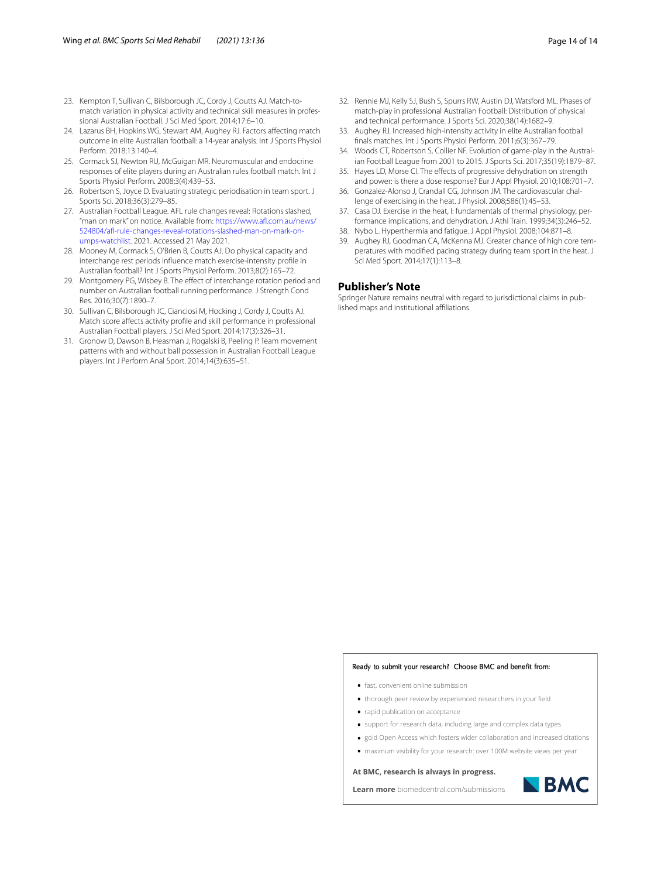23. Kempton T, Sullivan C, Bilsborough JC, Cordy J, Coutts AJ. Match-to-match variation in physical activity and technical skill measures in professional Australian Football. J Sci Med Sport. 2014;17:6–10.
24. Lazarus BH, Hopkins WG, Stewart AM, Aughey RJ. Factors affecting match outcome in elite Australian football: a 14-year analysis. Int J Sports Physiol Perform. 2018;13:140–4.
25. Cormack SJ, Newton RU, McGuigan MR. Neuromuscular and endocrine responses of elite players during an Australian rules football match. Int J Sports Physiol Perform. 2008;3(4):439–53.
26. Robertson S, Joyce D. Evaluating strategic periodisation in team sport. J Sports Sci. 2018;36(3):279–85.
27. Australian Football League. AFL rule changes reveal: Rotations slashed, "man on mark" on notice. Available from: https://www.afl.com.au/news/524804/afl-rule-changes-reveal-rotations-slashed-man-on-mark-on-umps-watchlist. 2021. Accessed 21 May 2021.
28. Mooney M, Cormack S, O'Brien B, Coutts AJ. Do physical capacity and interchange rest periods influence match exercise-intensity profile in Australian football? Int J Sports Physiol Perform. 2013;8(2):165–72.
29. Montgomery PG, Wisbey B. The effect of interchange rotation period and number on Australian football running performance. J Strength Cond Res. 2016;30(7):1890–7.
30. Sullivan C, Bilsborough JC, Cianciosi M, Hocking J, Cordy J, Coutts AJ. Match score affects activity profile and skill performance in professional Australian Football players. J Sci Med Sport. 2014;17(3):326–31.
31. Gronow D, Dawson B, Heasman J, Rogalski B, Peeling P. Team movement patterns with and without ball possession in Australian Football League players. Int J Perform Anal Sport. 2014;14(3):635–51.
32. Rennie MJ, Kelly SJ, Bush S, Spurrs RW, Austin DJ, Watsford ML. Phases of match-play in professional Australian Football: Distribution of physical and technical performance. J Sports Sci. 2020;38(14):1682–9.
33. Aughey RJ. Increased high-intensity activity in elite Australian football finals matches. Int J Sports Physiol Perform. 2011;6(3):367–79.
34. Woods CT, Robertson S, Collier NF. Evolution of game-play in the Australian Football League from 2001 to 2015. J Sports Sci. 2017;35(19):1879–87.
35. Hayes LD, Morse CI. The effects of progressive dehydration on strength and power: is there a dose response? Eur J Appl Physiol. 2010;108:701–7.
36. Gonzalez-Alonso J, Crandall CG, Johnson JM. The cardiovascular challenge of exercising in the heat. J Physiol. 2008;586(1):45–53.
37. Casa DJ. Exercise in the heat, I: fundamentals of thermal physiology, performance implications, and dehydration. J Athl Train. 1999;34(3):246–52.
38. Nybo L. Hyperthermia and fatigue. J Appl Physiol. 2008;104:871–8.
39. Aughey RJ, Goodman CA, McKenna MJ. Greater chance of high core temperatures with modified pacing strategy during team sport in the heat. J Sci Med Sport. 2014;17(1):113–8.

## Publisher's Note

Springer Nature remains neutral with regard to jurisdictional claims in published maps and institutional affiliations.